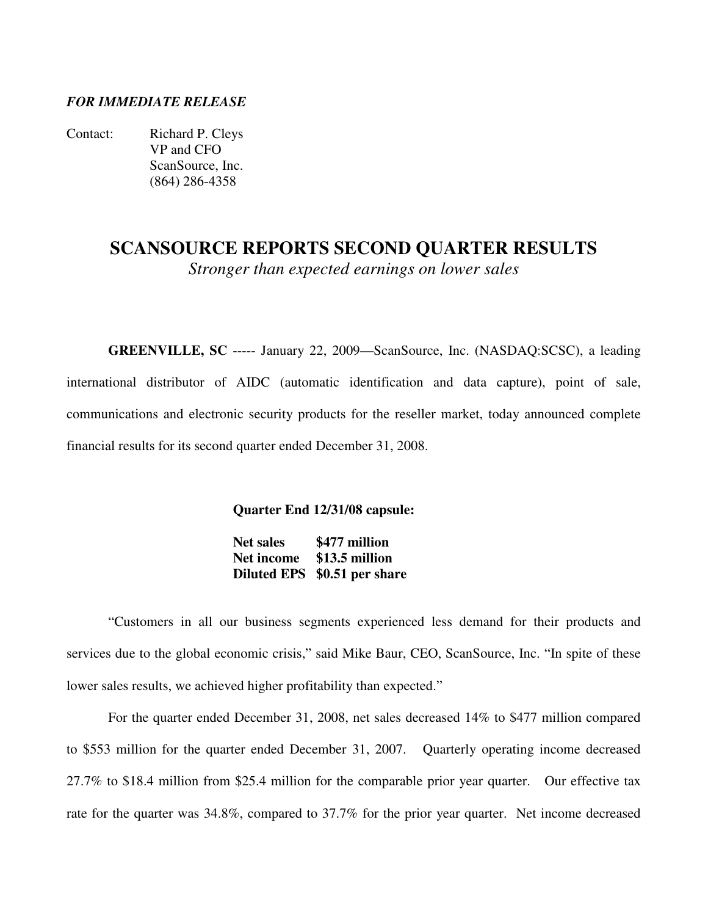***FOR IMMEDIATE RELEASE***

Contact: Richard P. Cleys
VP and CFO
ScanSource, Inc.
(864) 286-4358

# SCANSOURCE REPORTS SECOND QUARTER RESULTS

*Stronger than expected earnings on lower sales*

**GREENVILLE, SC** ----- January 22, 2009—ScanSource, Inc. (NASDAQ:SCSC), a leading international distributor of AIDC (automatic identification and data capture), point of sale, communications and electronic security products for the reseller market, today announced complete financial results for its second quarter ended December 31, 2008.

**Quarter End 12/31/08 capsule:**

| | |
|---|---|
| **Net sales** | **$477 million** |
| **Net income** | **$13.5 million** |
| **Diluted EPS** | **$0.51 per share** |

"Customers in all our business segments experienced less demand for their products and services due to the global economic crisis," said Mike Baur, CEO, ScanSource, Inc. "In spite of these lower sales results, we achieved higher profitability than expected."

For the quarter ended December 31, 2008, net sales decreased 14% to $477 million compared to $553 million for the quarter ended December 31, 2007. Quarterly operating income decreased 27.7% to $18.4 million from $25.4 million for the comparable prior year quarter. Our effective tax rate for the quarter was 34.8%, compared to 37.7% for the prior year quarter. Net income decreased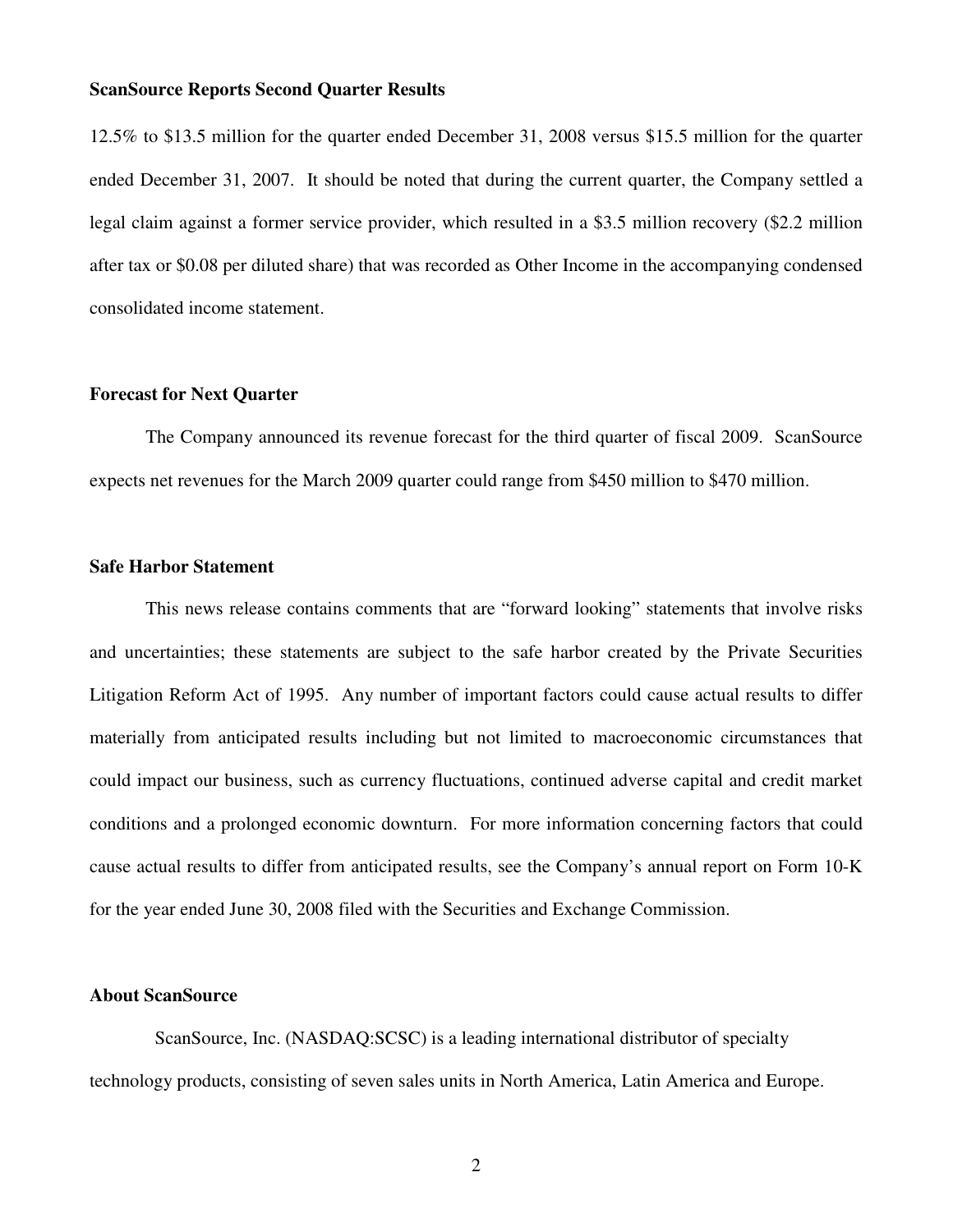**ScanSource Reports Second Quarter Results**

12.5% to $13.5 million for the quarter ended December 31, 2008 versus $15.5 million for the quarter ended December 31, 2007. It should be noted that during the current quarter, the Company settled a legal claim against a former service provider, which resulted in a $3.5 million recovery ($2.2 million after tax or $0.08 per diluted share) that was recorded as Other Income in the accompanying condensed consolidated income statement.

**Forecast for Next Quarter**

The Company announced its revenue forecast for the third quarter of fiscal 2009. ScanSource expects net revenues for the March 2009 quarter could range from $450 million to $470 million.

**Safe Harbor Statement**

This news release contains comments that are "forward looking" statements that involve risks and uncertainties; these statements are subject to the safe harbor created by the Private Securities Litigation Reform Act of 1995. Any number of important factors could cause actual results to differ materially from anticipated results including but not limited to macroeconomic circumstances that could impact our business, such as currency fluctuations, continued adverse capital and credit market conditions and a prolonged economic downturn. For more information concerning factors that could cause actual results to differ from anticipated results, see the Company's annual report on Form 10-K for the year ended June 30, 2008 filed with the Securities and Exchange Commission.

**About ScanSource**

ScanSource, Inc. (NASDAQ:SCSC) is a leading international distributor of specialty technology products, consisting of seven sales units in North America, Latin America and Europe.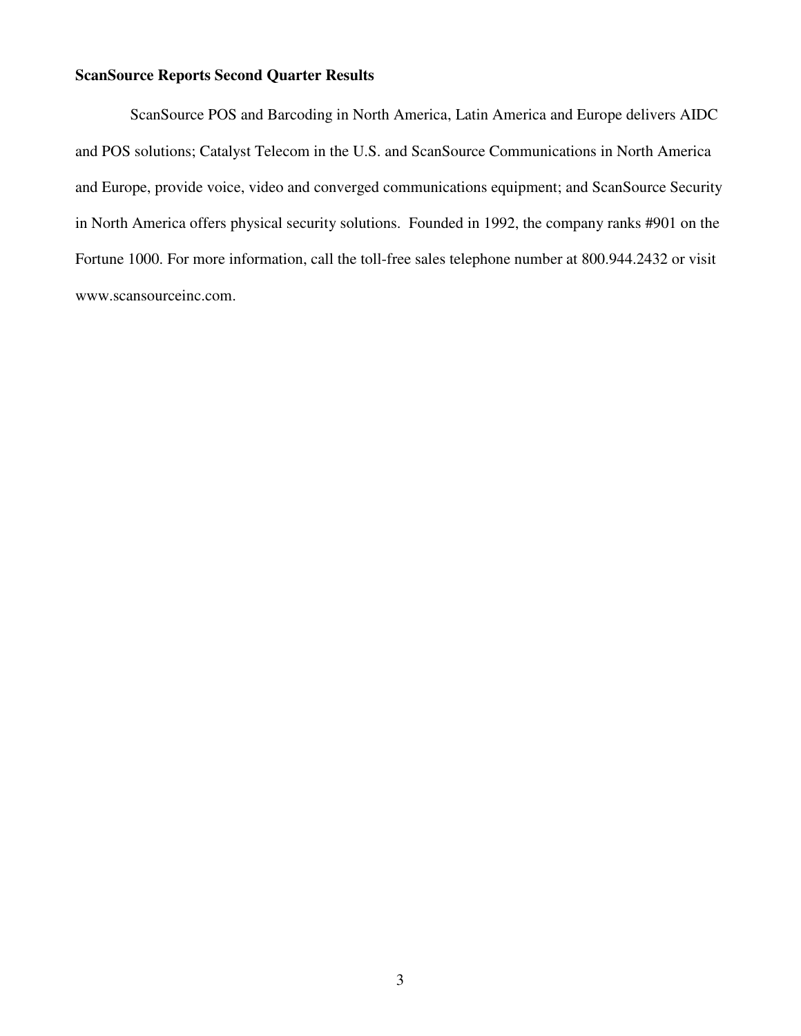**ScanSource Reports Second Quarter Results**

ScanSource POS and Barcoding in North America, Latin America and Europe delivers AIDC and POS solutions; Catalyst Telecom in the U.S. and ScanSource Communications in North America and Europe, provide voice, video and converged communications equipment; and ScanSource Security in North America offers physical security solutions. Founded in 1992, the company ranks #901 on the Fortune 1000. For more information, call the toll-free sales telephone number at 800.944.2432 or visit www.scansourceinc.com.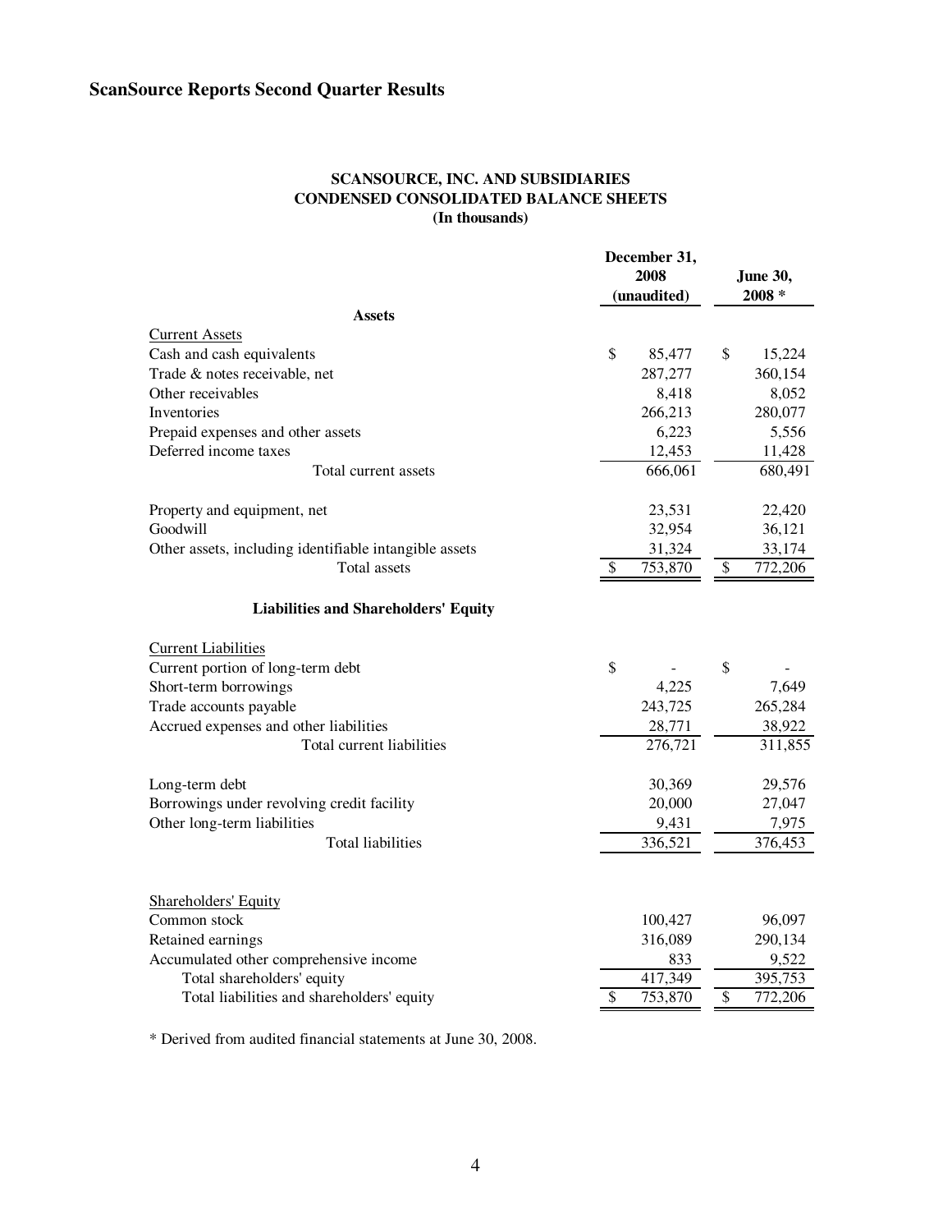# ScanSource Reports Second Quarter Results

## SCANSOURCE, INC. AND SUBSIDIARIES
## CONDENSED CONSOLIDATED BALANCE SHEETS
## (In thousands)

| | December 31, 2008 (unaudited) | June 30, 2008 * |
|---|---|---|
| **Assets** | | |
| Current Assets | | |
| Cash and cash equivalents | $ 85,477 | $ 15,224 |
| Trade & notes receivable, net | 287,277 | 360,154 |
| Other receivables | 8,418 | 8,052 |
| Inventories | 266,213 | 280,077 |
| Prepaid expenses and other assets | 6,223 | 5,556 |
| Deferred income taxes | 12,453 | 11,428 |
| Total current assets | 666,061 | 680,491 |
| | | |
| Property and equipment, net | 23,531 | 22,420 |
| Goodwill | 32,954 | 36,121 |
| Other assets, including identifiable intangible assets | 31,324 | 33,174 |
| Total assets | $ 753,870 | $ 772,206 |
| | | |
| **Liabilities and Shareholders' Equity** | | |
| Current Liabilities | | |
| Current portion of long-term debt | $ - | $ - |
| Short-term borrowings | 4,225 | 7,649 |
| Trade accounts payable | 243,725 | 265,284 |
| Accrued expenses and other liabilities | 28,771 | 38,922 |
| Total current liabilities | 276,721 | 311,855 |
| | | |
| Long-term debt | 30,369 | 29,576 |
| Borrowings under revolving credit facility | 20,000 | 27,047 |
| Other long-term liabilities | 9,431 | 7,975 |
| Total liabilities | 336,521 | 376,453 |
| | | |
| Shareholders' Equity | | |
| Common stock | 100,427 | 96,097 |
| Retained earnings | 316,089 | 290,134 |
| Accumulated other comprehensive income | 833 | 9,522 |
| Total shareholders' equity | 417,349 | 395,753 |
| Total liabilities and shareholders' equity | $ 753,870 | $ 772,206 |

* Derived from audited financial statements at June 30, 2008.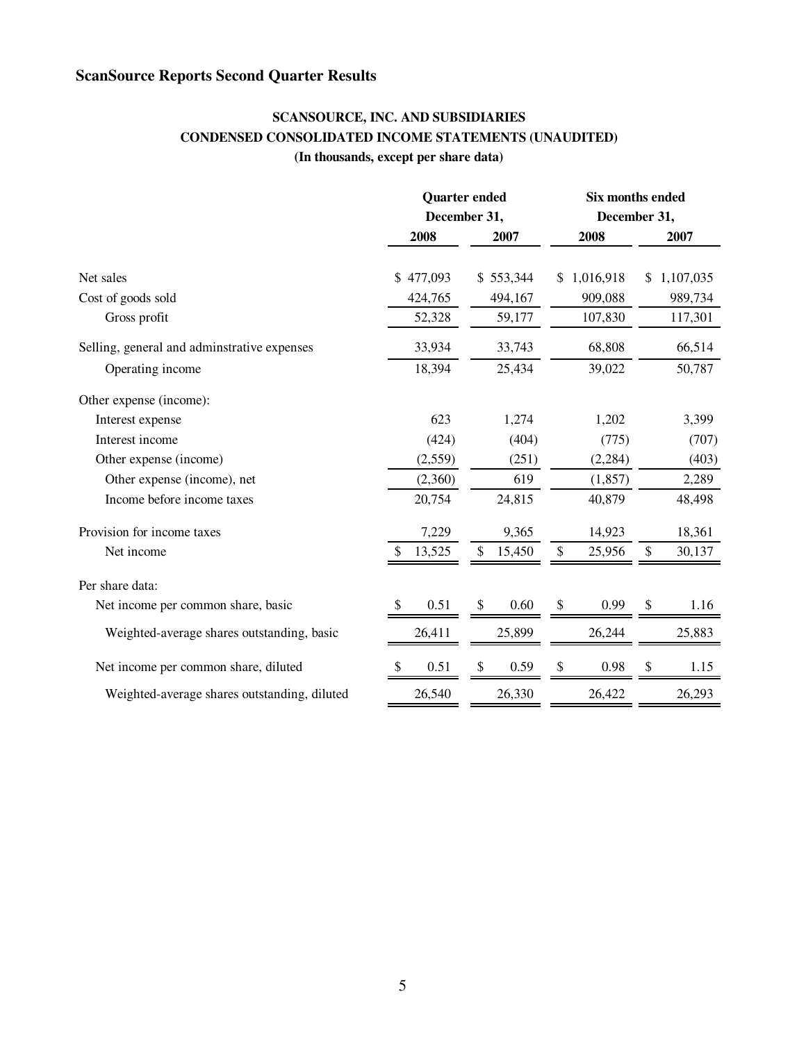**ScanSource Reports Second Quarter Results**

## SCANSOURCE, INC. AND SUBSIDIARIES
## CONDENSED CONSOLIDATED INCOME STATEMENTS (UNAUDITED)
**(In thousands, except per share data)**

| | Quarter ended December 31, | | Six months ended December 31, | |
|---|---|---|---|---|
| | 2008 | 2007 | 2008 | 2007 |
| Net sales | $ 477,093 | $ 553,344 | $ 1,016,918 | $ 1,107,035 |
| Cost of goods sold | 424,765 | 494,167 | 909,088 | 989,734 |
| Gross profit | 52,328 | 59,177 | 107,830 | 117,301 |
| Selling, general and adminstrative expenses | 33,934 | 33,743 | 68,808 | 66,514 |
| Operating income | 18,394 | 25,434 | 39,022 | 50,787 |
| Other expense (income): | | | | |
| Interest expense | 623 | 1,274 | 1,202 | 3,399 |
| Interest income | (424) | (404) | (775) | (707) |
| Other expense (income) | (2,559) | (251) | (2,284) | (403) |
| Other expense (income), net | (2,360) | 619 | (1,857) | 2,289 |
| Income before income taxes | 20,754 | 24,815 | 40,879 | 48,498 |
| Provision for income taxes | 7,229 | 9,365 | 14,923 | 18,361 |
| Net income | $ 13,525 | $ 15,450 | $ 25,956 | $ 30,137 |
| Per share data: | | | | |
| Net income per common share, basic | $ 0.51 | $ 0.60 | $ 0.99 | $ 1.16 |
| Weighted-average shares outstanding, basic | 26,411 | 25,899 | 26,244 | 25,883 |
| Net income per common share, diluted | $ 0.51 | $ 0.59 | $ 0.98 | $ 1.15 |
| Weighted-average shares outstanding, diluted | 26,540 | 26,330 | 26,422 | 26,293 |